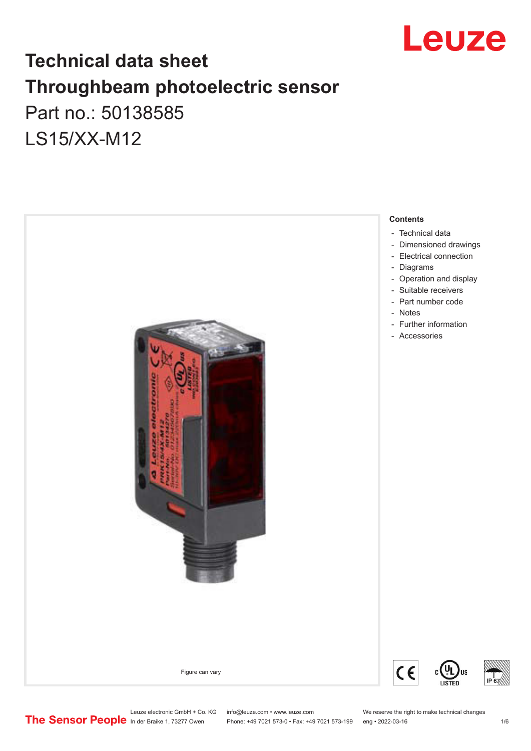# Technical data sheet
# Throughbeam photoelectric sensor

Part no.: 50138585

LS15/XX-M12

Figure can vary

**Contents**

- Technical data
- Dimensioned drawings
- Electrical connection
- Diagrams
- Operation and display
- Suitable receivers
- Part number code
- Notes
- Further information
- Accessories

Leuze electronic GmbH + Co. KG
In der Braike 1, 73277 Owen

info@leuze.com • www.leuze.com
Phone: +49 7021 573-0 • Fax: +49 7021 573-199

We reserve the right to make technical changes
eng • 2022-03-16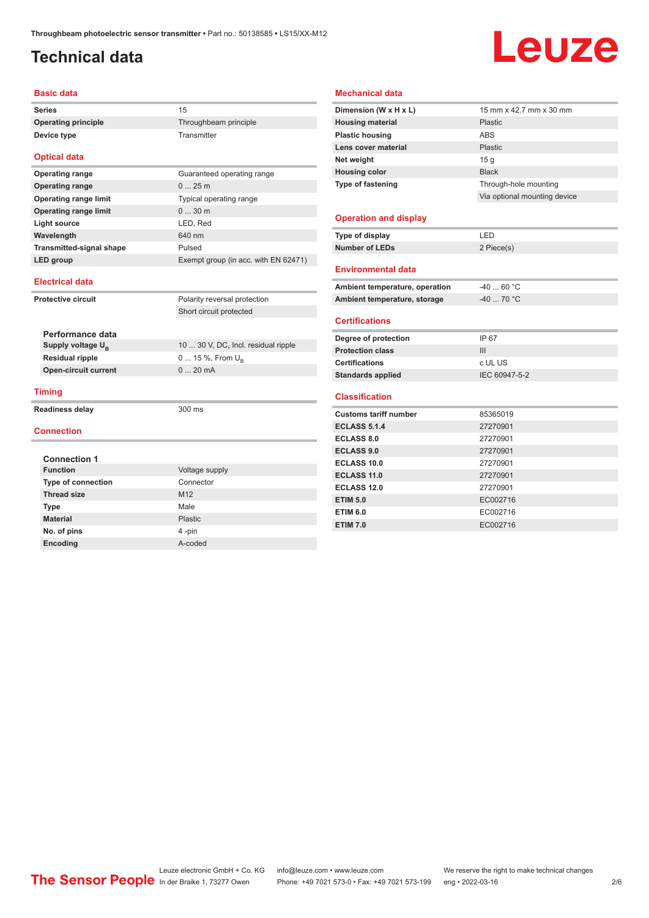# Technical data

## Basic data

| | |
|---|---|
| **Series** | 15 |
| **Operating principle** | Throughbeam principle |
| **Device type** | Transmitter |

## Optical data

| | |
|---|---|
| **Operating range** | Guaranteed operating range |
| **Operating range** | 0 ... 25 m |
| **Operating range limit** | Typical operating range |
| **Operating range limit** | 0 ... 30 m |
| **Light source** | LED, Red |
| **Wavelength** | 640 nm |
| **Transmitted-signal shape** | Pulsed |
| **LED group** | Exempt group (in acc. with EN 62471) |

## Electrical data

| | |
|---|---|
| **Protective circuit** | Polarity reversal protection |
| | Short circuit protected |

### Performance data

| | |
|---|---|
| **Supply voltage $U_B$** | 10 ... 30 V, DC, Incl. residual ripple |
| **Residual ripple** | 0 ... 15 %, From $U_B$ |
| **Open-circuit current** | 0 ... 20 mA |

## Timing

| | |
|---|---|
| **Readiness delay** | 300 ms |

## Connection

### Connection 1

| | |
|---|---|
| **Function** | Voltage supply |
| **Type of connection** | Connector |
| **Thread size** | M12 |
| **Type** | Male |
| **Material** | Plastic |
| **No. of pins** | 4 -pin |
| **Encoding** | A-coded |

## Mechanical data

| | |
|---|---|
| **Dimension (W x H x L)** | 15 mm x 42.7 mm x 30 mm |
| **Housing material** | Plastic |
| **Plastic housing** | ABS |
| **Lens cover material** | Plastic |
| **Net weight** | 15 g |
| **Housing color** | Black |
| **Type of fastening** | Through-hole mounting |
| | Via optional mounting device |

## Operation and display

| | |
|---|---|
| **Type of display** | LED |
| **Number of LEDs** | 2 Piece(s) |

## Environmental data

| | |
|---|---|
| **Ambient temperature, operation** | -40 ... 60 °C |
| **Ambient temperature, storage** | -40 ... 70 °C |

## Certifications

| | |
|---|---|
| **Degree of protection** | IP 67 |
| **Protection class** | III |
| **Certifications** | c UL US |
| **Standards applied** | IEC 60947-5-2 |

## Classification

| | |
|---|---|
| **Customs tariff number** | 85365019 |
| **ECLASS 5.1.4** | 27270901 |
| **ECLASS 8.0** | 27270901 |
| **ECLASS 9.0** | 27270901 |
| **ECLASS 10.0** | 27270901 |
| **ECLASS 11.0** | 27270901 |
| **ECLASS 12.0** | 27270901 |
| **ETIM 5.0** | EC002716 |
| **ETIM 6.0** | EC002716 |
| **ETIM 7.0** | EC002716 |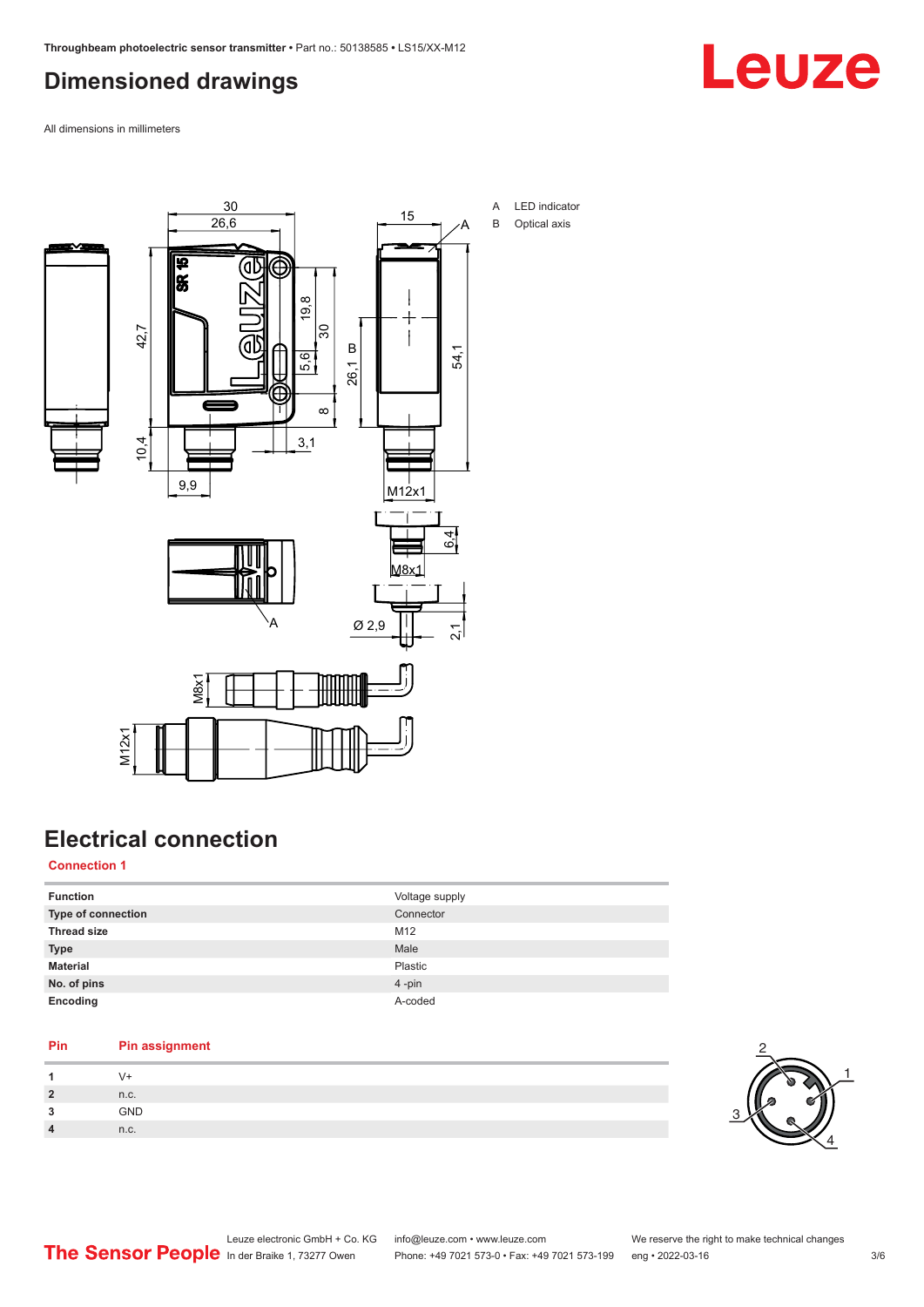## Dimensioned drawings

All dimensions in millimeters

A LED indicator
B Optical axis

## Electrical connection

### Connection 1

| Function | Voltage supply |
|---|---|
| Type of connection | Connector |
| Thread size | M12 |
| Type | Male |
| Material | Plastic |
| No. of pins | 4 -pin |
| Encoding | A-coded |

| Pin | Pin assignment |
|---|---|
| 1 | V+ |
| 2 | n.c. |
| 3 | GND |
| 4 | n.c. |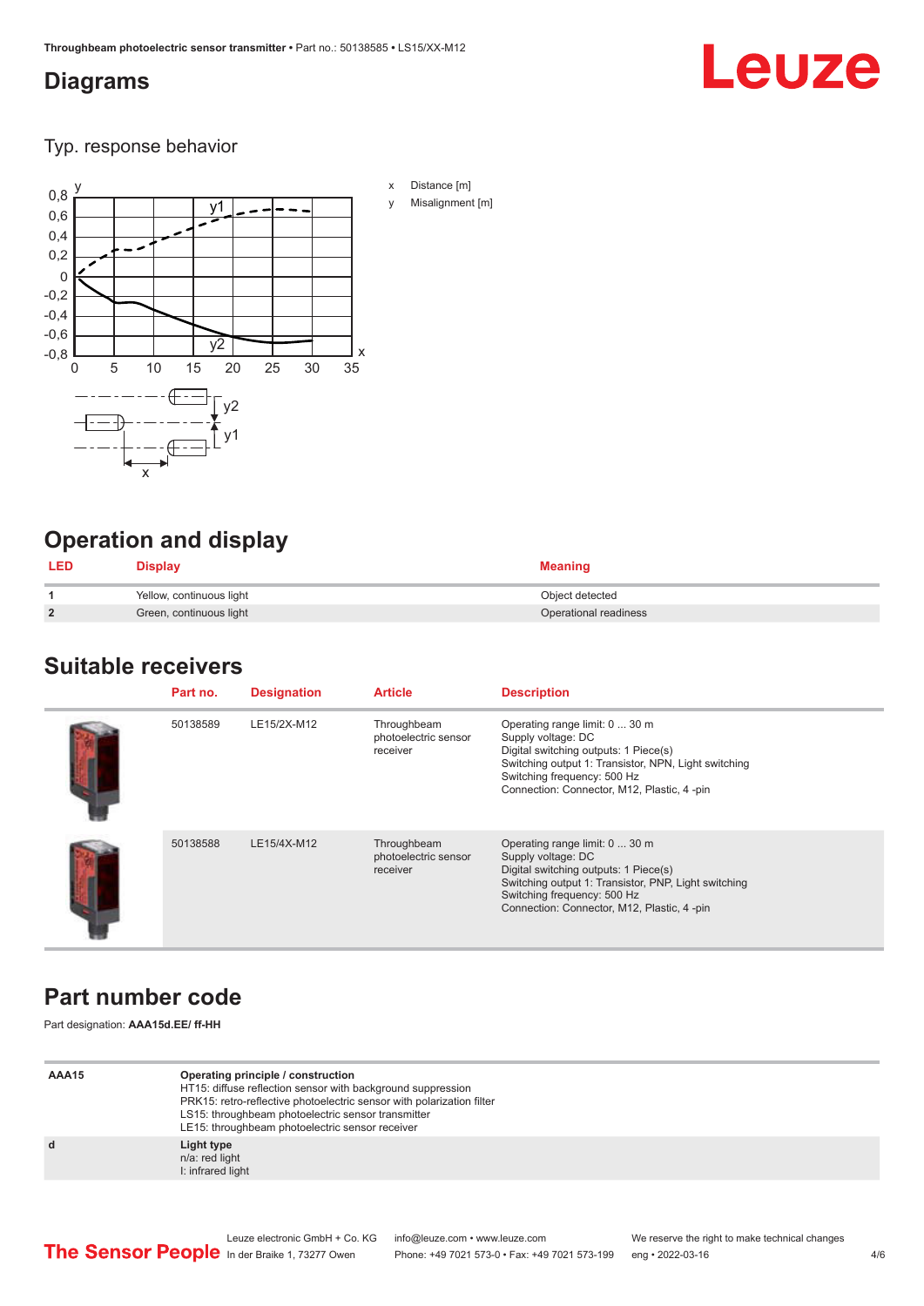# Diagrams

## Typ. response behavior

x Distance [m]

y Misalignment [m]

# Operation and display

| LED | Display | Meaning |
|---|---|---|
| 1 | Yellow, continuous light | Object detected |
| 2 | Green, continuous light | Operational readiness |

# Suitable receivers

| | Part no. | Designation | Article | Description |
|---|---|---|---|---|
| | 50138589 | LE15/2X-M12 | Throughbeam photoelectric sensor receiver | Operating range limit: 0 ... 30 m<br>Supply voltage: DC<br>Digital switching outputs: 1 Piece(s)<br>Switching output 1: Transistor, NPN, Light switching<br>Switching frequency: 500 Hz<br>Connection: Connector, M12, Plastic, 4 -pin |
| | 50138588 | LE15/4X-M12 | Throughbeam photoelectric sensor receiver | Operating range limit: 0 ... 30 m<br>Supply voltage: DC<br>Digital switching outputs: 1 Piece(s)<br>Switching output 1: Transistor, PNP, Light switching<br>Switching frequency: 500 Hz<br>Connection: Connector, M12, Plastic, 4 -pin |

# Part number code

Part designation: **AAA15d.EE/ ff-HH**

| | |
|---|---|
| **AAA15** | **Operating principle / construction**<br>HT15: diffuse reflection sensor with background suppression<br>PRK15: retro-reflective photoelectric sensor with polarization filter<br>LS15: throughbeam photoelectric sensor transmitter<br>LE15: throughbeam photoelectric sensor receiver |
| **d** | **Light type**<br>n/a: red light<br>I: infrared light |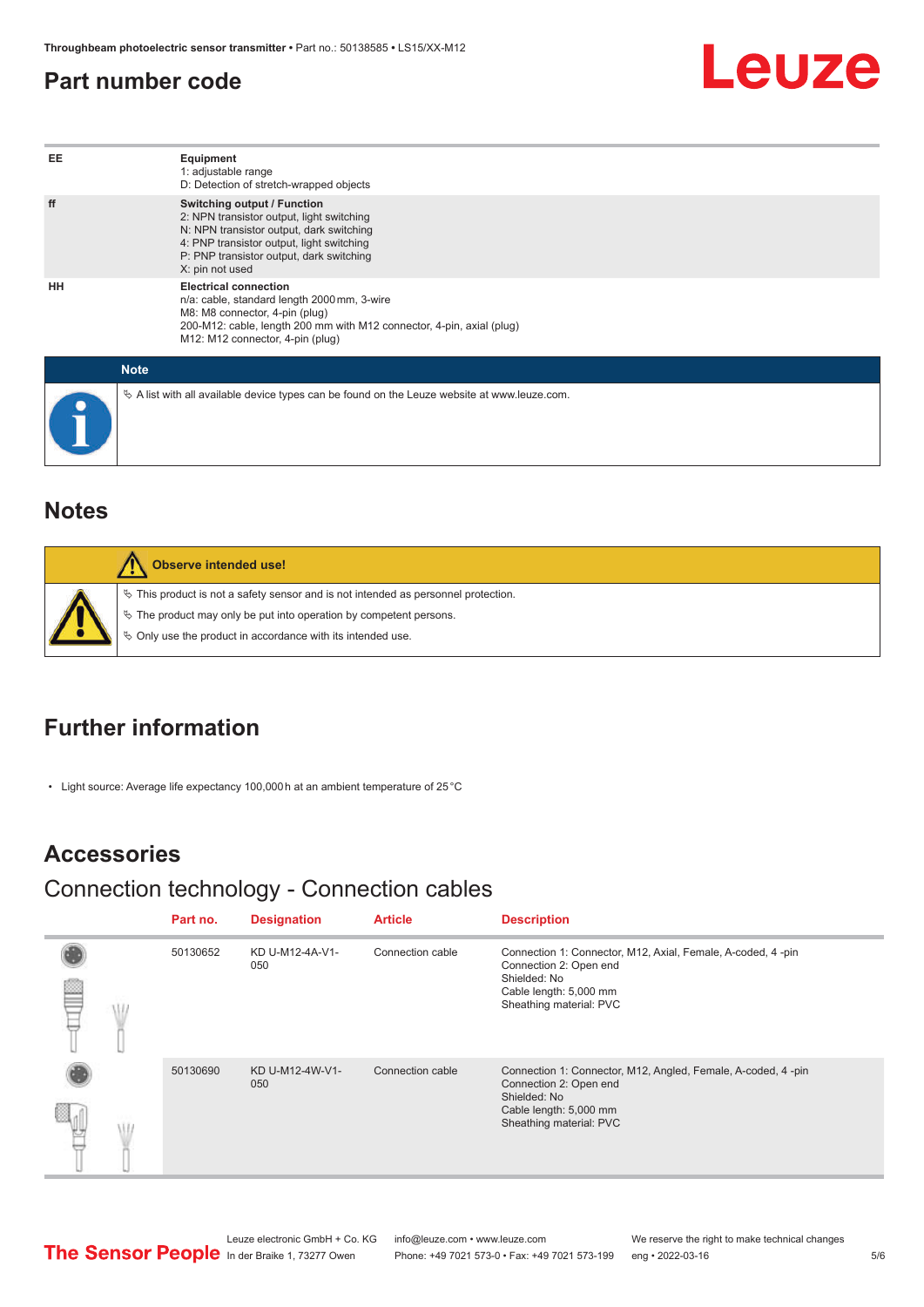## Part number code

| | |
|---|---|
| EE | **Equipment**<br>1: adjustable range<br>D: Detection of stretch-wrapped objects |
| ff | **Switching output / Function**<br>2: NPN transistor output, light switching<br>N: NPN transistor output, dark switching<br>4: PNP transistor output, light switching<br>P: PNP transistor output, dark switching<br>X: pin not used |
| HH | **Electrical connection**<br>n/a: cable, standard length 2000 mm, 3-wire<br>M8: M8 connector, 4-pin (plug)<br>200-M12: cable, length 200 mm with M12 connector, 4-pin, axial (plug)<br>M12: M12 connector, 4-pin (plug) |

**Note**

- A list with all available device types can be found on the Leuze website at www.leuze.com.

## Notes

**Observe intended use!**

- This product is not a safety sensor and is not intended as personnel protection.
- The product may only be put into operation by competent persons.
- Only use the product in accordance with its intended use.

## Further information

- Light source: Average life expectancy 100,000 h at an ambient temperature of 25 °C

## Accessories

### Connection technology - Connection cables

| Part no. | Designation | Article | Description |
|---|---|---|---|
| 50130652 | KD U-M12-4A-V1-050 | Connection cable | Connection 1: Connector, M12, Axial, Female, A-coded, 4 -pin<br>Connection 2: Open end<br>Shielded: No<br>Cable length: 5,000 mm<br>Sheathing material: PVC |
| 50130690 | KD U-M12-4W-V1-050 | Connection cable | Connection 1: Connector, M12, Angled, Female, A-coded, 4 -pin<br>Connection 2: Open end<br>Shielded: No<br>Cable length: 5,000 mm<br>Sheathing material: PVC |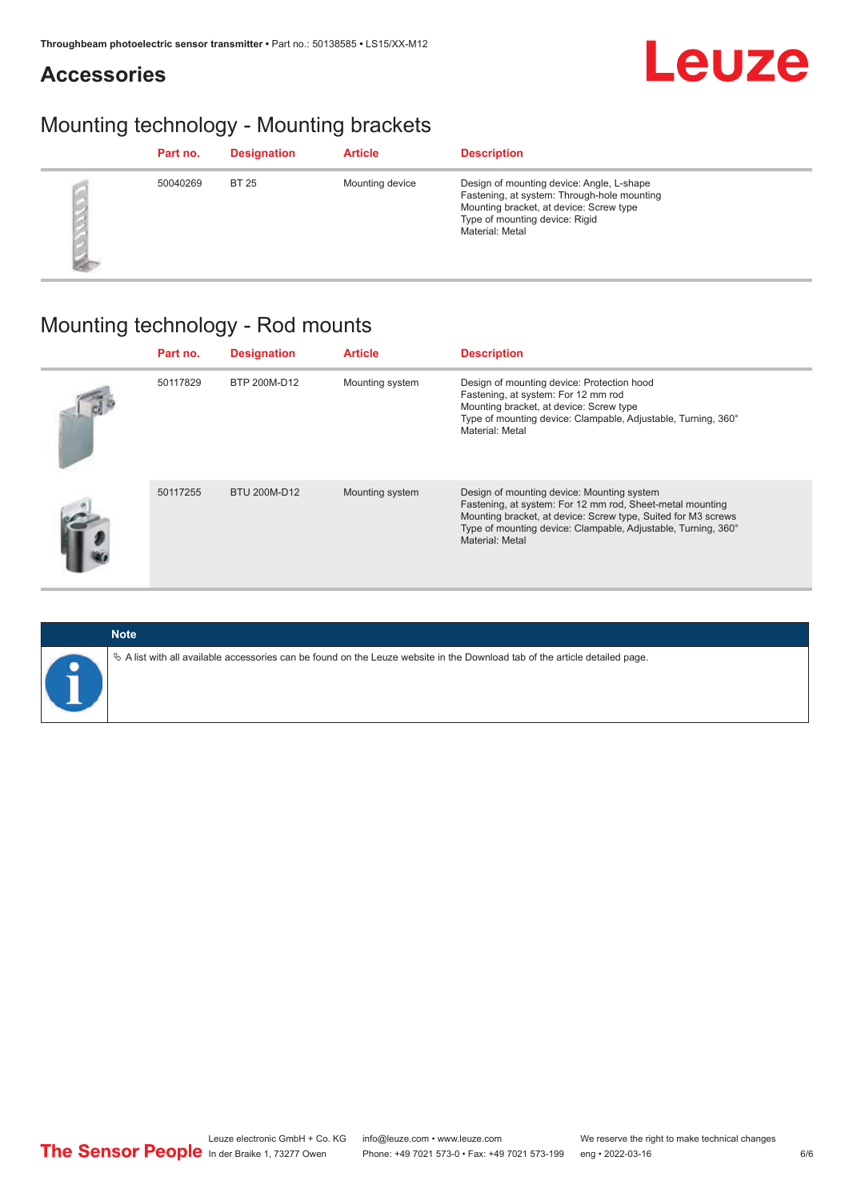## Accessories

## Mounting technology - Mounting brackets

| | Part no. | Designation | Article | Description |
|---|---|---|---|---|
| | 50040269 | BT 25 | Mounting device | Design of mounting device: Angle, L-shape<br>Fastening, at system: Through-hole mounting<br>Mounting bracket, at device: Screw type<br>Type of mounting device: Rigid<br>Material: Metal |

## Mounting technology - Rod mounts

| | Part no. | Designation | Article | Description |
|---|---|---|---|---|
| | 50117829 | BTP 200M-D12 | Mounting system | Design of mounting device: Protection hood<br>Fastening, at system: For 12 mm rod<br>Mounting bracket, at device: Screw type<br>Type of mounting device: Clampable, Adjustable, Turning, 360°<br>Material: Metal |
| | 50117255 | BTU 200M-D12 | Mounting system | Design of mounting device: Mounting system<br>Fastening, at system: For 12 mm rod, Sheet-metal mounting<br>Mounting bracket, at device: Screw type, Suited for M3 screws<br>Type of mounting device: Clampable, Adjustable, Turning, 360°<br>Material: Metal |

**Note**

↳ A list with all available accessories can be found on the Leuze website in the Download tab of the article detailed page.